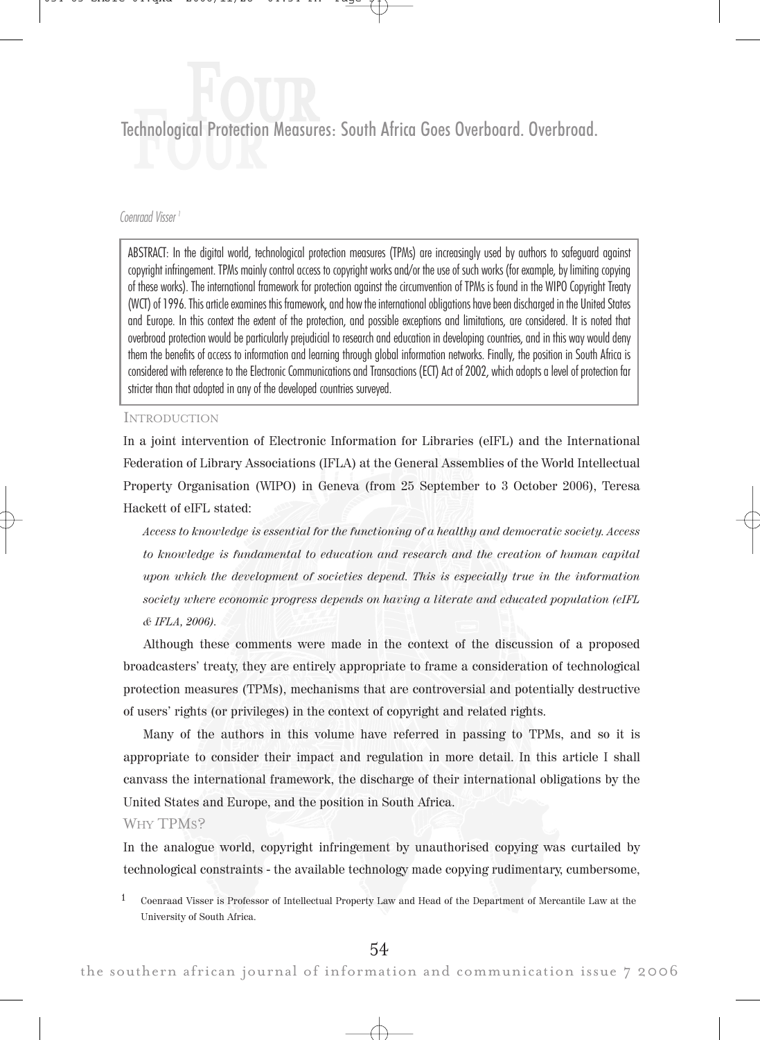# Technological Protection Measures: South Africa Goes Overboard. Overbroad.

*Coenraad Visser*[1]

ABSTRACT: In the digital world, technological protection measures (TPMs) are increasingly used by authors to safeguard against copyright infringement. TPMs mainly control access to copyright works and/or the use of such works (for example, by limiting copying of these works). The international framework for protection against the circumvention of TPMs is found in the WIPO Copyright Treaty (WCT) of 1996. This article examines this framework, and how the international obligations have been discharged in the United States and Europe. In this context the extent of the protection, and possible exceptions and limitations, are considered. It is noted that overbroad protection would be particularly prejudicial to research and education in developing countries, and in this way would deny them the benefits of access to information and learning through global information networks. Finally, the position in South Africa is considered with reference to the Electronic Communications and Transactions (ECT) Act of 2002, which adopts a level of protection far stricter than that adopted in any of the developed countries surveyed.

## Introduction

In a joint intervention of Electronic Information for Libraries (eIFL) and the International Federation of Library Associations (IFLA) at the General Assemblies of the World Intellectual Property Organisation (WIPO) in Geneva (from 25 September to 3 October 2006), Teresa Hackett of eIFL stated:

> *Access to knowledge is essential for the functioning of a healthy and democratic society. Access to knowledge is fundamental to education and research and the creation of human capital upon which the development of societies depend. This is especially true in the information society where economic progress depends on having a literate and educated population (eIFL & IFLA, 2006).*

Although these comments were made in the context of the discussion of a proposed broadcasters' treaty, they are entirely appropriate to frame a consideration of technological protection measures (TPMs), mechanisms that are controversial and potentially destructive of users' rights (or privileges) in the context of copyright and related rights.

Many of the authors in this volume have referred in passing to TPMs, and so it is appropriate to consider their impact and regulation in more detail. In this article I shall canvass the international framework, the discharge of their international obligations by the United States and Europe, and the position in South Africa.

## Why TPMs?

In the analogue world, copyright infringement by unauthorised copying was curtailed by technological constraints - the available technology made copying rudimentary, cumbersome,

[1] Coenraad Visser is Professor of Intellectual Property Law and Head of the Department of Mercantile Law at the University of South Africa.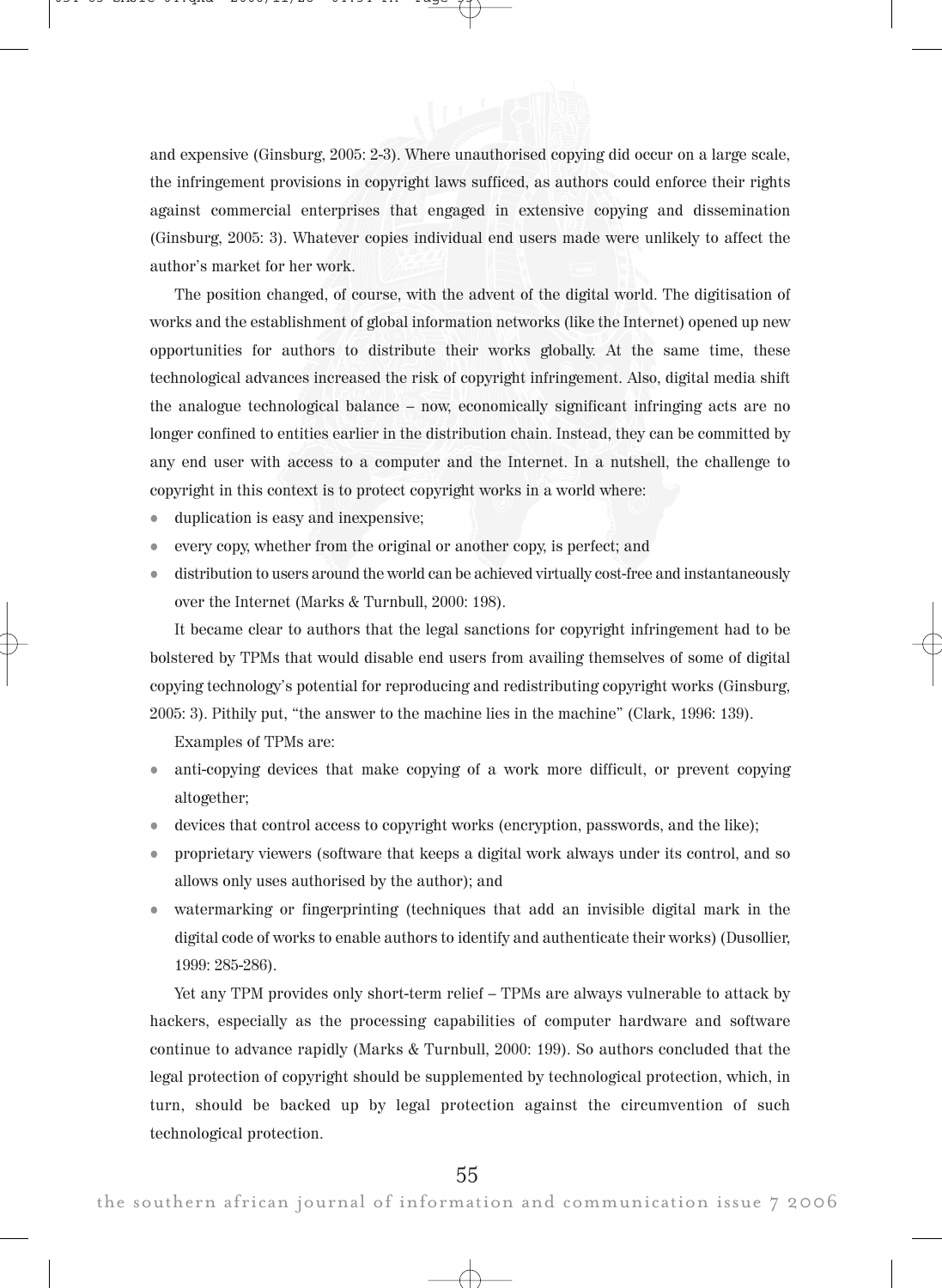and expensive (Ginsburg, 2005: 2-3). Where unauthorised copying did occur on a large scale, the infringement provisions in copyright laws sufficed, as authors could enforce their rights against commercial enterprises that engaged in extensive copying and dissemination (Ginsburg, 2005: 3). Whatever copies individual end users made were unlikely to affect the author's market for her work.

The position changed, of course, with the advent of the digital world. The digitisation of works and the establishment of global information networks (like the Internet) opened up new opportunities for authors to distribute their works globally. At the same time, these technological advances increased the risk of copyright infringement. Also, digital media shift the analogue technological balance – now, economically significant infringing acts are no longer confined to entities earlier in the distribution chain. Instead, they can be committed by any end user with access to a computer and the Internet. In a nutshell, the challenge to copyright in this context is to protect copyright works in a world where:

- duplication is easy and inexpensive;
- every copy, whether from the original or another copy, is perfect; and
- distribution to users around the world can be achieved virtually cost-free and instantaneously over the Internet (Marks & Turnbull, 2000: 198).

It became clear to authors that the legal sanctions for copyright infringement had to be bolstered by TPMs that would disable end users from availing themselves of some of digital copying technology's potential for reproducing and redistributing copyright works (Ginsburg, 2005: 3). Pithily put, "the answer to the machine lies in the machine" (Clark, 1996: 139).

Examples of TPMs are:

- anti-copying devices that make copying of a work more difficult, or prevent copying altogether;
- devices that control access to copyright works (encryption, passwords, and the like);
- proprietary viewers (software that keeps a digital work always under its control, and so allows only uses authorised by the author); and
- watermarking or fingerprinting (techniques that add an invisible digital mark in the digital code of works to enable authors to identify and authenticate their works) (Dusollier, 1999: 285-286).

Yet any TPM provides only short-term relief – TPMs are always vulnerable to attack by hackers, especially as the processing capabilities of computer hardware and software continue to advance rapidly (Marks & Turnbull, 2000: 199). So authors concluded that the legal protection of copyright should be supplemented by technological protection, which, in turn, should be backed up by legal protection against the circumvention of such technological protection.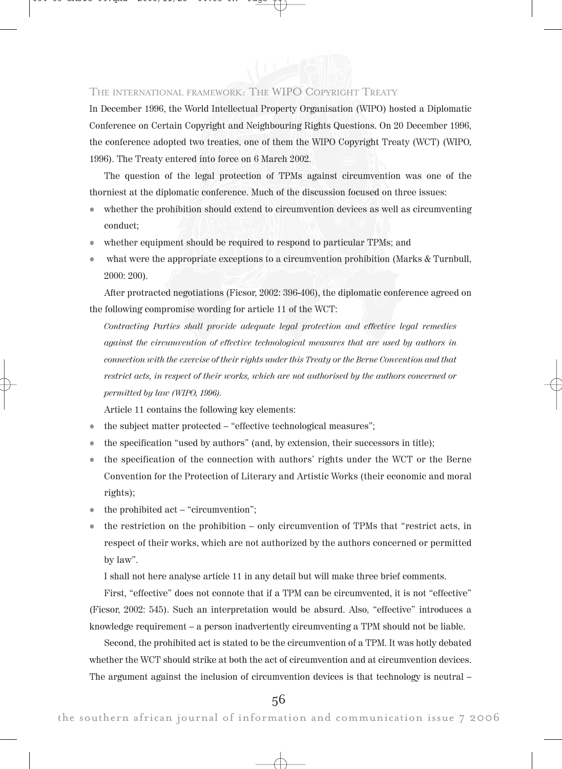## The international framework: The WIPO Copyright Treaty

In December 1996, the World Intellectual Property Organisation (WIPO) hosted a Diplomatic Conference on Certain Copyright and Neighbouring Rights Questions. On 20 December 1996, the conference adopted two treaties, one of them the WIPO Copyright Treaty (WCT) (WIPO, 1996). The Treaty entered into force on 6 March 2002.

The question of the legal protection of TPMs against circumvention was one of the thorniest at the diplomatic conference. Much of the discussion focused on three issues:

- whether the prohibition should extend to circumvention devices as well as circumventing conduct;
- whether equipment should be required to respond to particular TPMs; and
- what were the appropriate exceptions to a circumvention prohibition (Marks & Turnbull, 2000: 200).

After protracted negotiations (Ficsor, 2002: 396-406), the diplomatic conference agreed on the following compromise wording for article 11 of the WCT:

> *Contracting Parties shall provide adequate legal protection and effective legal remedies against the circumvention of effective technological measures that are used by authors in connection with the exercise of their rights under this Treaty or the Berne Convention and that restrict acts, in respect of their works, which are not authorised by the authors concerned or permitted by law (WIPO, 1996).*

Article 11 contains the following key elements:

- the subject matter protected – "effective technological measures";
- the specification "used by authors" (and, by extension, their successors in title);
- the specification of the connection with authors' rights under the WCT or the Berne Convention for the Protection of Literary and Artistic Works (their economic and moral rights);
- the prohibited act – "circumvention";
- the restriction on the prohibition – only circumvention of TPMs that "restrict acts, in respect of their works, which are not authorized by the authors concerned or permitted by law".

I shall not here analyse article 11 in any detail but will make three brief comments.

First, "effective" does not connote that if a TPM can be circumvented, it is not "effective" (Ficsor, 2002: 545). Such an interpretation would be absurd. Also, "effective" introduces a knowledge requirement – a person inadvertently circumventing a TPM should not be liable.

Second, the prohibited act is stated to be the circumvention of a TPM. It was hotly debated whether the WCT should strike at both the act of circumvention and at circumvention devices. The argument against the inclusion of circumvention devices is that technology is neutral –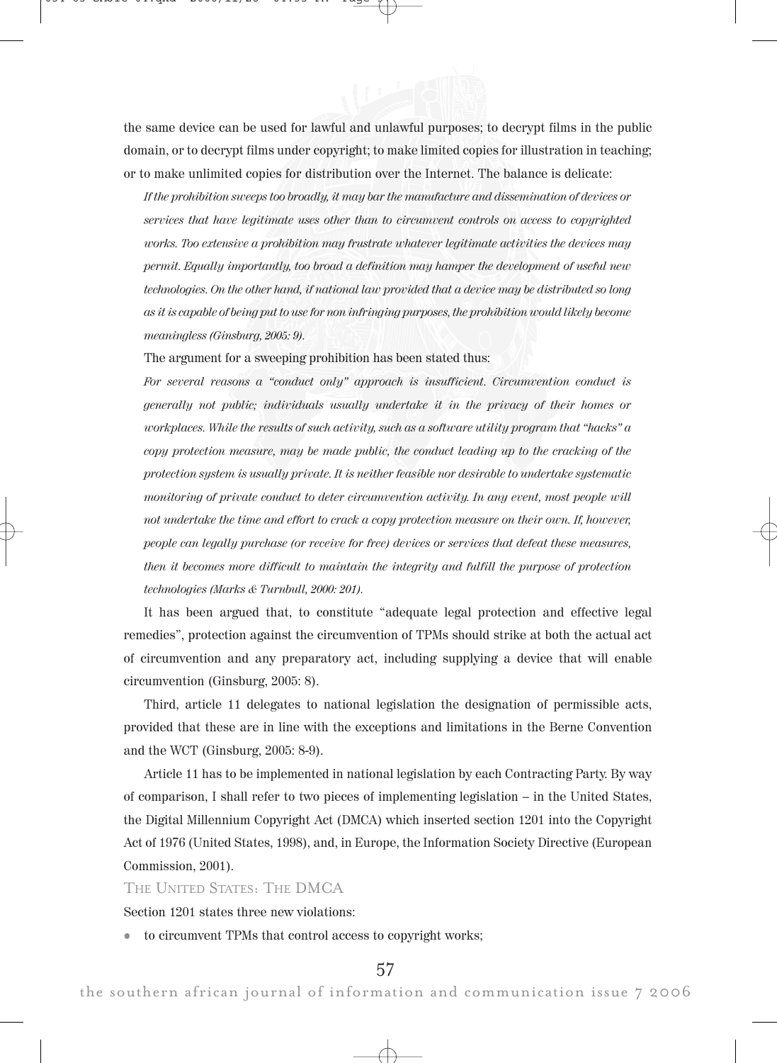the same device can be used for lawful and unlawful purposes; to decrypt films in the public domain, or to decrypt films under copyright; to make limited copies for illustration in teaching; or to make unlimited copies for distribution over the Internet. The balance is delicate:

> *If the prohibition sweeps too broadly, it may bar the manufacture and dissemination of devices or services that have legitimate uses other than to circumvent controls on access to copyrighted works. Too extensive a prohibition may frustrate whatever legitimate activities the devices may permit. Equally importantly, too broad a definition may hamper the development of useful new technologies. On the other hand, if national law provided that a device may be distributed so long as it is capable of being put to use for non infringing purposes, the prohibition would likely become meaningless (Ginsburg, 2005: 9).*

The argument for a sweeping prohibition has been stated thus:

> *For several reasons a "conduct only" approach is insufficient. Circumvention conduct is generally not public; individuals usually undertake it in the privacy of their homes or workplaces. While the results of such activity, such as a software utility program that "hacks" a copy protection measure, may be made public, the conduct leading up to the cracking of the protection system is usually private. It is neither feasible nor desirable to undertake systematic monitoring of private conduct to deter circumvention activity. In any event, most people will not undertake the time and effort to crack a copy protection measure on their own. If, however, people can legally purchase (or receive for free) devices or services that defeat these measures, then it becomes more difficult to maintain the integrity and fulfill the purpose of protection technologies (Marks & Turnbull, 2000: 201).*

It has been argued that, to constitute "adequate legal protection and effective legal remedies", protection against the circumvention of TPMs should strike at both the actual act of circumvention and any preparatory act, including supplying a device that will enable circumvention (Ginsburg, 2005: 8).

Third, article 11 delegates to national legislation the designation of permissible acts, provided that these are in line with the exceptions and limitations in the Berne Convention and the WCT (Ginsburg, 2005: 8-9).

Article 11 has to be implemented in national legislation by each Contracting Party. By way of comparison, I shall refer to two pieces of implementing legislation – in the United States, the Digital Millennium Copyright Act (DMCA) which inserted section 1201 into the Copyright Act of 1976 (United States, 1998), and, in Europe, the Information Society Directive (European Commission, 2001).

## The United States: The DMCA

Section 1201 states three new violations:

- to circumvent TPMs that control access to copyright works;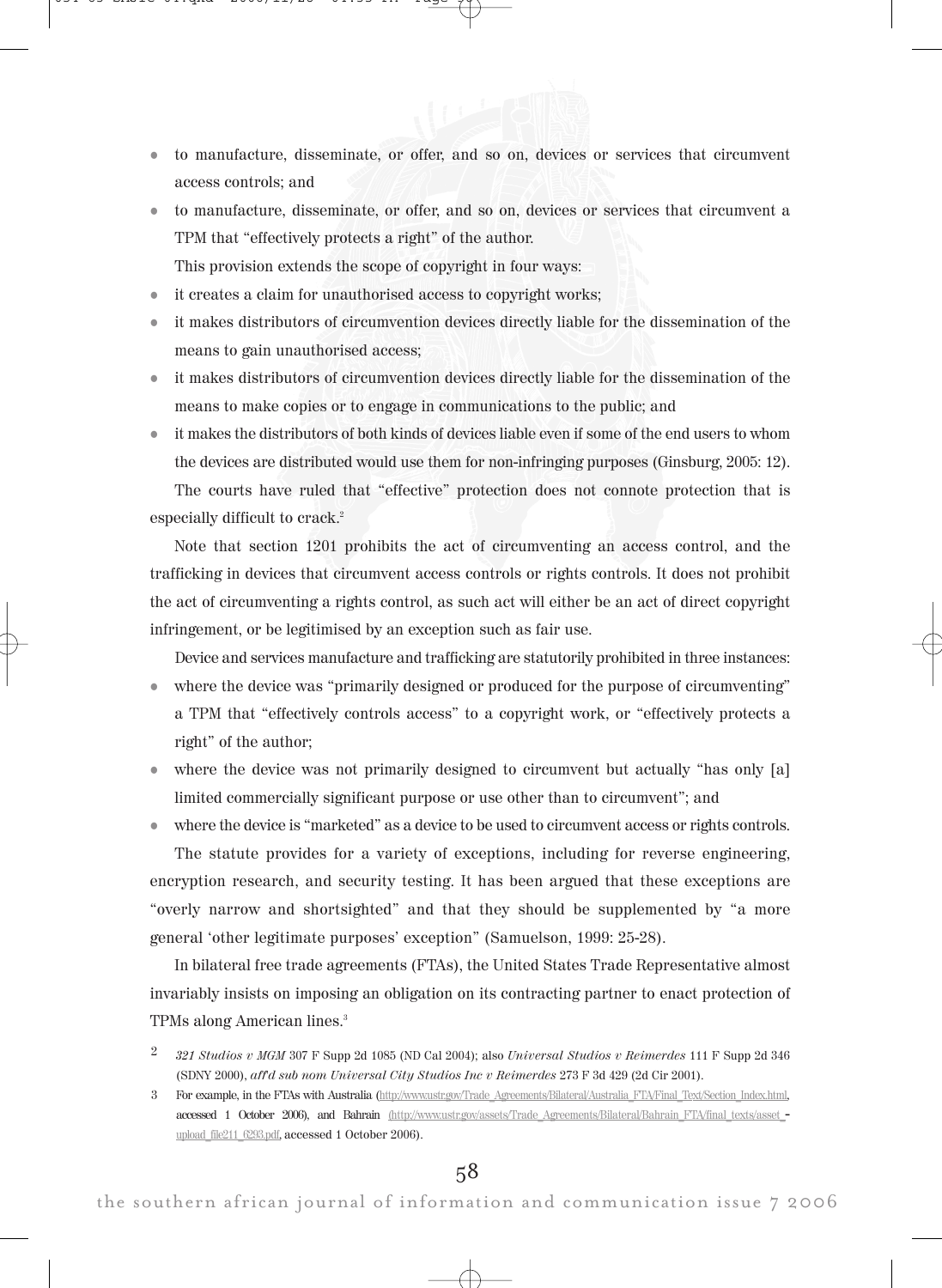- to manufacture, disseminate, or offer, and so on, devices or services that circumvent access controls; and
- to manufacture, disseminate, or offer, and so on, devices or services that circumvent a TPM that "effectively protects a right" of the author.

This provision extends the scope of copyright in four ways:

- it creates a claim for unauthorised access to copyright works;
- it makes distributors of circumvention devices directly liable for the dissemination of the means to gain unauthorised access;
- it makes distributors of circumvention devices directly liable for the dissemination of the means to make copies or to engage in communications to the public; and
- it makes the distributors of both kinds of devices liable even if some of the end users to whom the devices are distributed would use them for non-infringing purposes (Ginsburg, 2005: 12).

The courts have ruled that "effective" protection does not connote protection that is especially difficult to crack.[2]

Note that section 1201 prohibits the act of circumventing an access control, and the trafficking in devices that circumvent access controls or rights controls. It does not prohibit the act of circumventing a rights control, as such act will either be an act of direct copyright infringement, or be legitimised by an exception such as fair use.

Device and services manufacture and trafficking are statutorily prohibited in three instances:

- where the device was "primarily designed or produced for the purpose of circumventing" a TPM that "effectively controls access" to a copyright work, or "effectively protects a right" of the author;
- where the device was not primarily designed to circumvent but actually "has only [a] limited commercially significant purpose or use other than to circumvent"; and
- where the device is "marketed" as a device to be used to circumvent access or rights controls.

The statute provides for a variety of exceptions, including for reverse engineering, encryption research, and security testing. It has been argued that these exceptions are "overly narrow and shortsighted" and that they should be supplemented by "a more general 'other legitimate purposes' exception" (Samuelson, 1999: 25-28).

In bilateral free trade agreements (FTAs), the United States Trade Representative almost invariably insists on imposing an obligation on its contracting partner to enact protection of TPMs along American lines.[3]

---

2 *321 Studios v MGM* 307 F Supp 2d 1085 (ND Cal 2004); also *Universal Studios v Reimerdes* 111 F Supp 2d 346 (SDNY 2000), *aff'd sub nom Universal City Studios Inc v Reimerdes* 273 F 3d 429 (2d Cir 2001).

3 For example, in the FTAs with Australia (http://www.ustr.gov/Trade_Agreements/Bilateral/Australia_FTA/Final_Text/Section_Index.html, accessed 1 October 2006), and Bahrain (http://www.ustr.gov/assets/Trade_Agreements/Bilateral/Bahrain_FTA/final_texts/asset_upload_file211_6293.pdf, accessed 1 October 2006).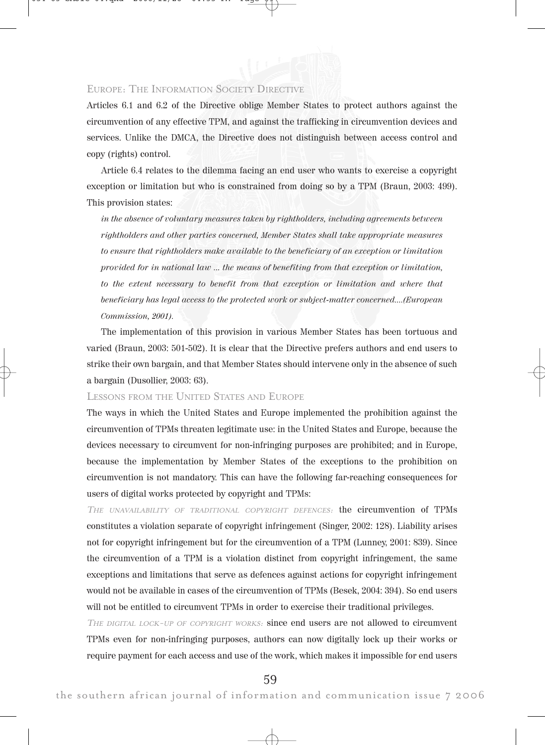## Europe: The Information Society Directive

Articles 6.1 and 6.2 of the Directive oblige Member States to protect authors against the circumvention of any effective TPM, and against the trafficking in circumvention devices and services. Unlike the DMCA, the Directive does not distinguish between access control and copy (rights) control.

Article 6.4 relates to the dilemma facing an end user who wants to exercise a copyright exception or limitation but who is constrained from doing so by a TPM (Braun, 2003: 499). This provision states:

> *in the absence of voluntary measures taken by rightholders, including agreements between rightholders and other parties concerned, Member States shall take appropriate measures to ensure that rightholders make available to the beneficiary of an exception or limitation provided for in national law ... the means of benefiting from that exception or limitation, to the extent necessary to benefit from that exception or limitation and where that beneficiary has legal access to the protected work or subject-matter concerned....(European Commission, 2001).*

The implementation of this provision in various Member States has been tortuous and varied (Braun, 2003: 501-502). It is clear that the Directive prefers authors and end users to strike their own bargain, and that Member States should intervene only in the absence of such a bargain (Dusollier, 2003: 63).

## Lessons from the United States and Europe

The ways in which the United States and Europe implemented the prohibition against the circumvention of TPMs threaten legitimate use: in the United States and Europe, because the devices necessary to circumvent for non-infringing purposes are prohibited; and in Europe, because the implementation by Member States of the exceptions to the prohibition on circumvention is not mandatory. This can have the following far-reaching consequences for users of digital works protected by copyright and TPMs:

*The unavailability of traditional copyright defences:* the circumvention of TPMs constitutes a violation separate of copyright infringement (Singer, 2002: 128). Liability arises not for copyright infringement but for the circumvention of a TPM (Lunney, 2001: 839). Since the circumvention of a TPM is a violation distinct from copyright infringement, the same exceptions and limitations that serve as defences against actions for copyright infringement would not be available in cases of the circumvention of TPMs (Besek, 2004: 394). So end users will not be entitled to circumvent TPMs in order to exercise their traditional privileges.

*The digital lock-up of copyright works:* since end users are not allowed to circumvent TPMs even for non-infringing purposes, authors can now digitally lock up their works or require payment for each access and use of the work, which makes it impossible for end users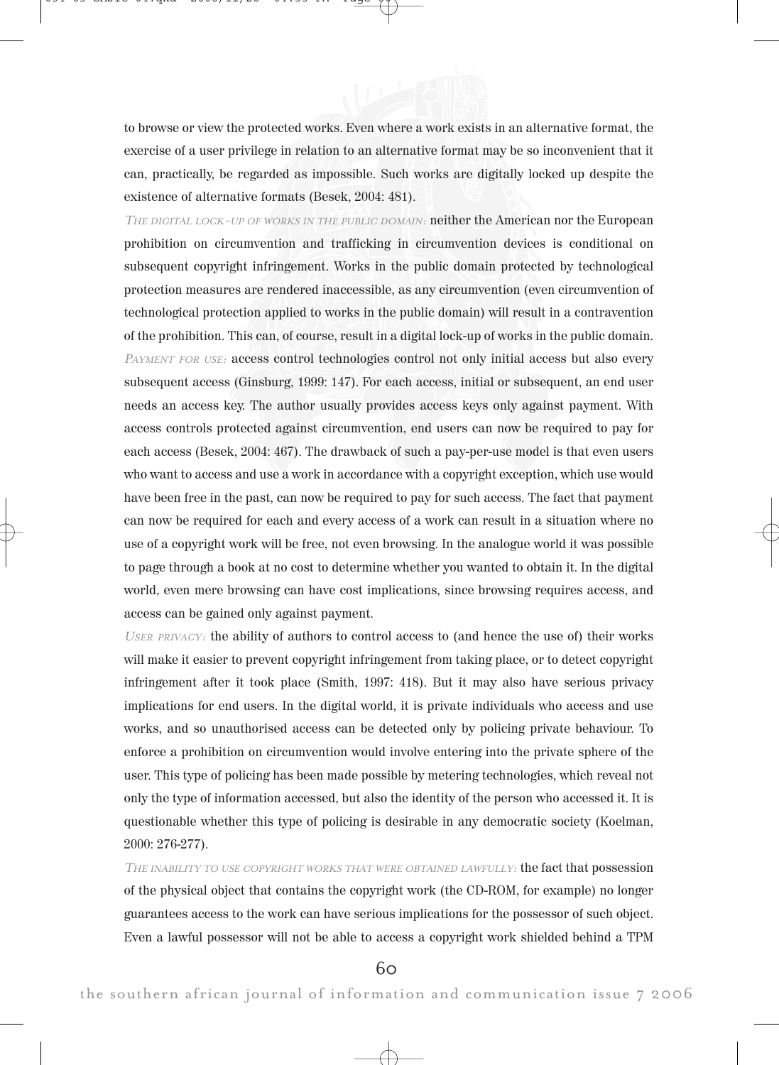to browse or view the protected works. Even where a work exists in an alternative format, the exercise of a user privilege in relation to an alternative format may be so inconvenient that it can, practically, be regarded as impossible. Such works are digitally locked up despite the existence of alternative formats (Besek, 2004: 481).

*The digital lock-up of works in the public domain:* neither the American nor the European prohibition on circumvention and trafficking in circumvention devices is conditional on subsequent copyright infringement. Works in the public domain protected by technological protection measures are rendered inaccessible, as any circumvention (even circumvention of technological protection applied to works in the public domain) will result in a contravention of the prohibition. This can, of course, result in a digital lock-up of works in the public domain.

*Payment for use:* access control technologies control not only initial access but also every subsequent access (Ginsburg, 1999: 147). For each access, initial or subsequent, an end user needs an access key. The author usually provides access keys only against payment. With access controls protected against circumvention, end users can now be required to pay for each access (Besek, 2004: 467). The drawback of such a pay-per-use model is that even users who want to access and use a work in accordance with a copyright exception, which use would have been free in the past, can now be required to pay for such access. The fact that payment can now be required for each and every access of a work can result in a situation where no use of a copyright work will be free, not even browsing. In the analogue world it was possible to page through a book at no cost to determine whether you wanted to obtain it. In the digital world, even mere browsing can have cost implications, since browsing requires access, and access can be gained only against payment.

*User privacy:* the ability of authors to control access to (and hence the use of) their works will make it easier to prevent copyright infringement from taking place, or to detect copyright infringement after it took place (Smith, 1997: 418). But it may also have serious privacy implications for end users. In the digital world, it is private individuals who access and use works, and so unauthorised access can be detected only by policing private behaviour. To enforce a prohibition on circumvention would involve entering into the private sphere of the user. This type of policing has been made possible by metering technologies, which reveal not only the type of information accessed, but also the identity of the person who accessed it. It is questionable whether this type of policing is desirable in any democratic society (Koelman, 2000: 276-277).

*The inability to use copyright works that were obtained lawfully:* the fact that possession of the physical object that contains the copyright work (the CD-ROM, for example) no longer guarantees access to the work can have serious implications for the possessor of such object. Even a lawful possessor will not be able to access a copyright work shielded behind a TPM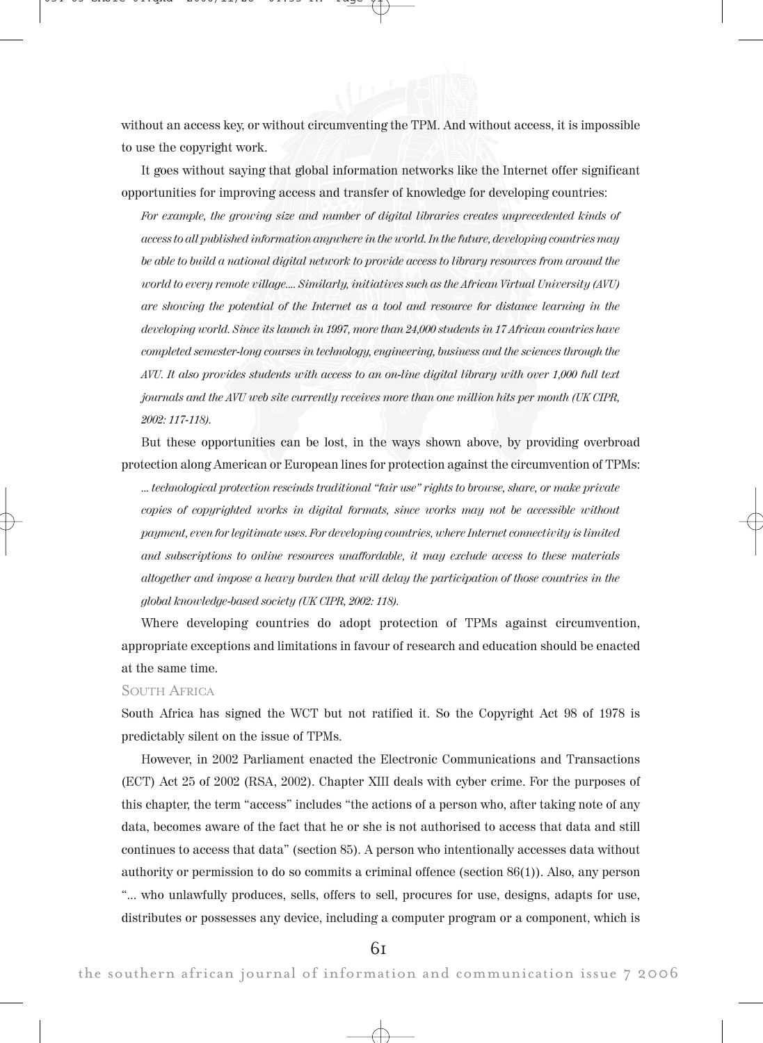without an access key, or without circumventing the TPM. And without access, it is impossible to use the copyright work.

It goes without saying that global information networks like the Internet offer significant opportunities for improving access and transfer of knowledge for developing countries:

> *For example, the growing size and number of digital libraries creates unprecedented kinds of access to all published information anywhere in the world. In the future, developing countries may be able to build a national digital network to provide access to library resources from around the world to every remote village.... Similarly, initiatives such as the African Virtual University (AVU) are showing the potential of the Internet as a tool and resource for distance learning in the developing world. Since its launch in 1997, more than 24,000 students in 17 African countries have completed semester-long courses in technology, engineering, business and the sciences through the AVU. It also provides students with access to an on-line digital library with over 1,000 full text journals and the AVU web site currently receives more than one million hits per month (UK CIPR, 2002: 117-118).*

But these opportunities can be lost, in the ways shown above, by providing overbroad protection along American or European lines for protection against the circumvention of TPMs:

> *... technological protection rescinds traditional "fair use" rights to browse, share, or make private copies of copyrighted works in digital formats, since works may not be accessible without payment, even for legitimate uses. For developing countries, where Internet connectivity is limited and subscriptions to online resources unaffordable, it may exclude access to these materials altogether and impose a heavy burden that will delay the participation of those countries in the global knowledge-based society (UK CIPR, 2002: 118).*

Where developing countries do adopt protection of TPMs against circumvention, appropriate exceptions and limitations in favour of research and education should be enacted at the same time.

### South Africa

South Africa has signed the WCT but not ratified it. So the Copyright Act 98 of 1978 is predictably silent on the issue of TPMs.

However, in 2002 Parliament enacted the Electronic Communications and Transactions (ECT) Act 25 of 2002 (RSA, 2002). Chapter XIII deals with cyber crime. For the purposes of this chapter, the term "access" includes "the actions of a person who, after taking note of any data, becomes aware of the fact that he or she is not authorised to access that data and still continues to access that data" (section 85). A person who intentionally accesses data without authority or permission to do so commits a criminal offence (section 86(1)). Also, any person "... who unlawfully produces, sells, offers to sell, procures for use, designs, adapts for use, distributes or possesses any device, including a computer program or a component, which is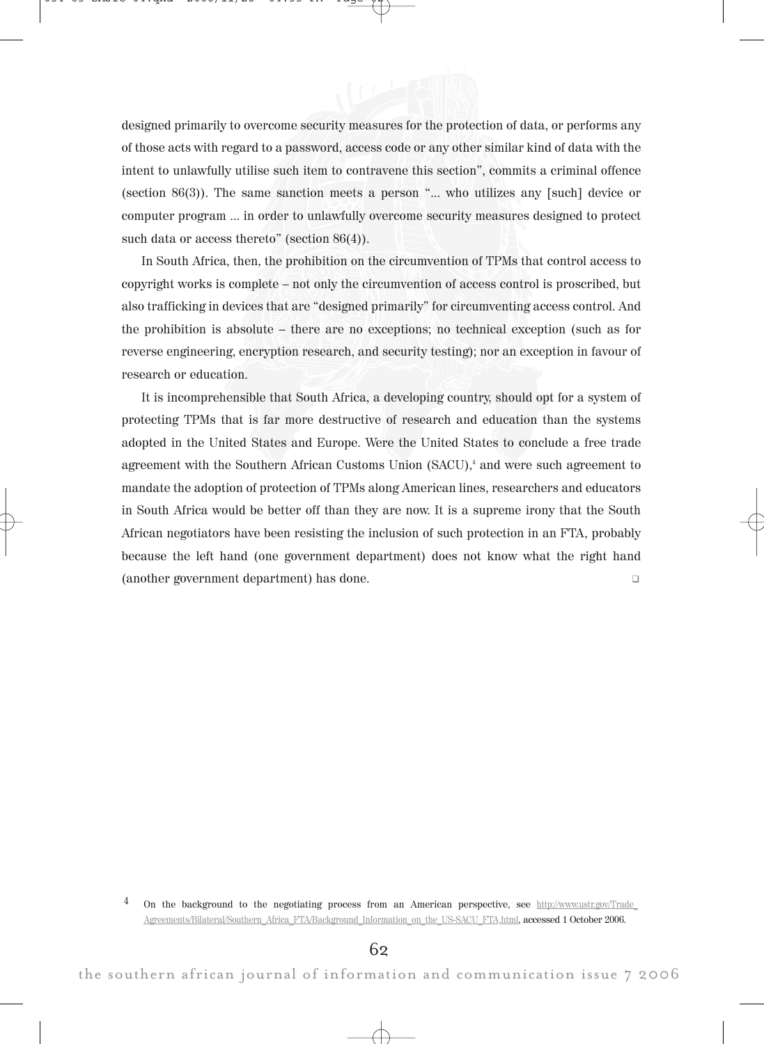designed primarily to overcome security measures for the protection of data, or performs any of those acts with regard to a password, access code or any other similar kind of data with the intent to unlawfully utilise such item to contravene this section", commits a criminal offence (section 86(3)). The same sanction meets a person "... who utilizes any [such] device or computer program ... in order to unlawfully overcome security measures designed to protect such data or access thereto" (section 86(4)).

In South Africa, then, the prohibition on the circumvention of TPMs that control access to copyright works is complete – not only the circumvention of access control is proscribed, but also trafficking in devices that are "designed primarily" for circumventing access control. And the prohibition is absolute – there are no exceptions; no technical exception (such as for reverse engineering, encryption research, and security testing); nor an exception in favour of research or education.

It is incomprehensible that South Africa, a developing country, should opt for a system of protecting TPMs that is far more destructive of research and education than the systems adopted in the United States and Europe. Were the United States to conclude a free trade agreement with the Southern African Customs Union (SACU),[4] and were such agreement to mandate the adoption of protection of TPMs along American lines, researchers and educators in South Africa would be better off than they are now. It is a supreme irony that the South African negotiators have been resisting the inclusion of such protection in an FTA, probably because the left hand (one government department) does not know what the right hand (another government department) has done.

---

[4] On the background to the negotiating process from an American perspective, see http://www.ustr.gov/Trade_Agreements/Bilateral/Southern_Africa_FTA/Background_Information_on_the_US-SACU_FTA.html, accessed 1 October 2006.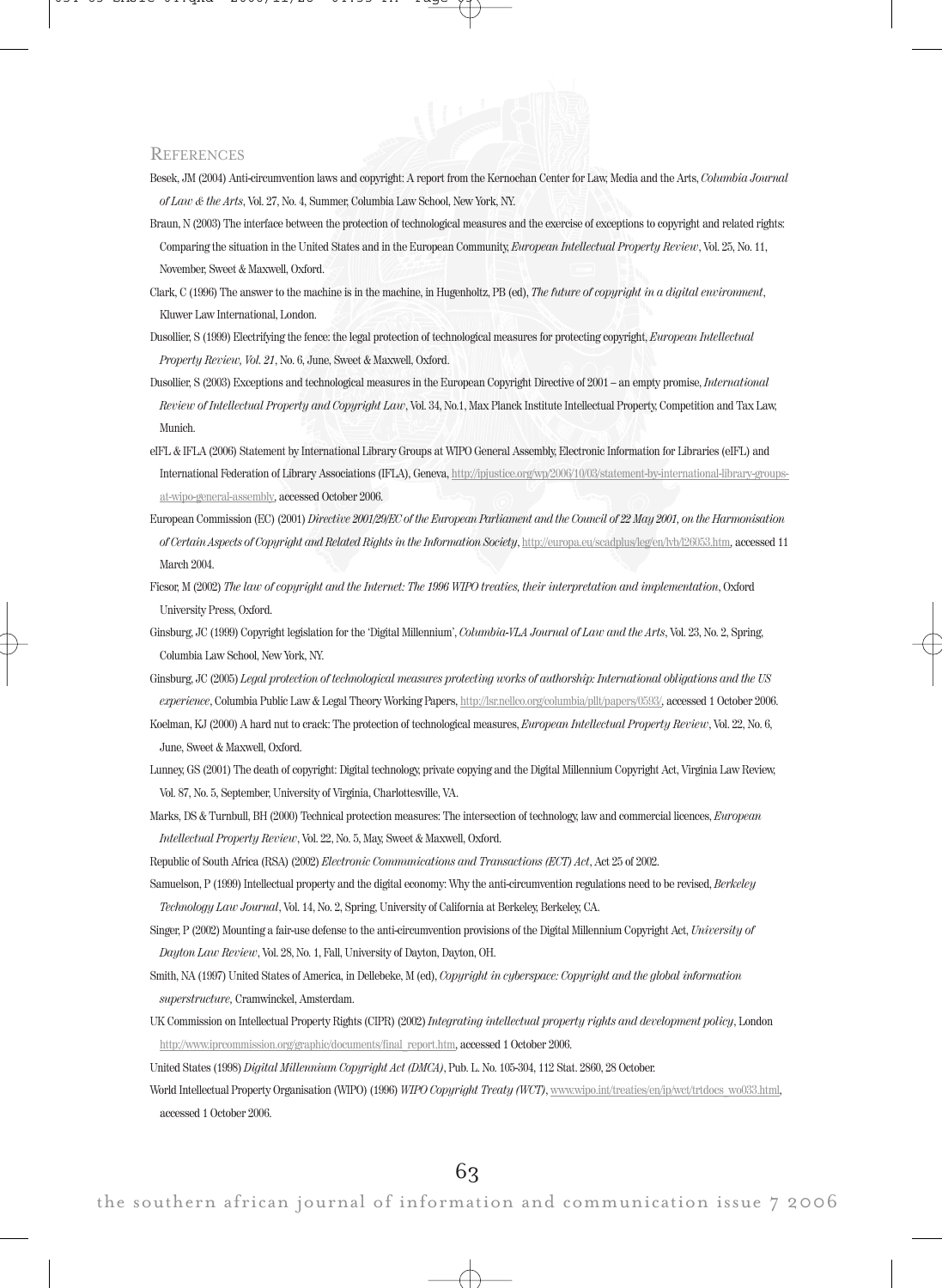## References

Besek, JM (2004) Anti-circumvention laws and copyright: A report from the Kernochan Center for Law, Media and the Arts, *Columbia Journal of Law & the Arts*, Vol. 27, No. 4, Summer, Columbia Law School, New York, NY.

Braun, N (2003) The interface between the protection of technological measures and the exercise of exceptions to copyright and related rights: Comparing the situation in the United States and in the European Community, *European Intellectual Property Review*, Vol. 25, No. 11, November, Sweet & Maxwell, Oxford.

Clark, C (1996) The answer to the machine is in the machine, in Hugenholtz, PB (ed), *The future of copyright in a digital environment*, Kluwer Law International, London.

Dusollier, S (1999) Electrifying the fence: the legal protection of technological measures for protecting copyright, *European Intellectual Property Review, Vol. 21*, No. 6, June, Sweet & Maxwell, Oxford.

Dusollier, S (2003) Exceptions and technological measures in the European Copyright Directive of 2001 – an empty promise, *International Review of Intellectual Property and Copyright Law*, Vol. 34, No.1, Max Planck Institute Intellectual Property, Competition and Tax Law, Munich.

eIFL & IFLA (2006) Statement by International Library Groups at WIPO General Assembly, Electronic Information for Libraries (eIFL) and International Federation of Library Associations (IFLA), Geneva, http://ipjustice.org/wp/2006/10/03/statement-by-international-library-groups-at-wipo-general-assembly, accessed October 2006.

European Commission (EC) (2001) *Directive 2001/29/EC of the European Parliament and the Council of 22 May 2001, on the Harmonisation of Certain Aspects of Copyright and Related Rights in the Information Society*, http://europa.eu/scadplus/leg/en/lvb/l26053.htm, accessed 11 March 2004.

Ficsor, M (2002) *The law of copyright and the Internet: The 1996 WIPO treaties, their interpretation and implementation*, Oxford University Press, Oxford.

Ginsburg, JC (1999) Copyright legislation for the 'Digital Millennium', *Columbia-VLA Journal of Law and the Arts*, Vol. 23, No. 2, Spring, Columbia Law School, New York, NY.

Ginsburg, JC (2005) *Legal protection of technological measures protecting works of authorship: International obligations and the US experience*, Columbia Public Law & Legal Theory Working Papers, http://lsr.nellco.org/columbia/pllt/papers/0593/, accessed 1 October 2006.

Koelman, KJ (2000) A hard nut to crack: The protection of technological measures, *European Intellectual Property Review*, Vol. 22, No. 6, June, Sweet & Maxwell, Oxford.

Lunney, GS (2001) The death of copyright: Digital technology, private copying and the Digital Millennium Copyright Act, Virginia Law Review, Vol. 87, No. 5, September, University of Virginia, Charlottesville, VA.

Marks, DS & Turnbull, BH (2000) Technical protection measures: The intersection of technology, law and commercial licences, *European Intellectual Property Review*, Vol. 22, No. 5, May, Sweet & Maxwell, Oxford.

Republic of South Africa (RSA) (2002) *Electronic Communications and Transactions (ECT) Act*, Act 25 of 2002.

Samuelson, P (1999) Intellectual property and the digital economy: Why the anti-circumvention regulations need to be revised, *Berkeley Technology Law Journal*, Vol. 14, No. 2, Spring, University of California at Berkeley, Berkeley, CA.

Singer, P (2002) Mounting a fair-use defense to the anti-circumvention provisions of the Digital Millennium Copyright Act, *University of Dayton Law Review*, Vol. 28, No. 1, Fall, University of Dayton, Dayton, OH.

Smith, NA (1997) United States of America, in Dellebeke, M (ed), *Copyright in cyberspace: Copyright and the global information superstructure,* Cramwinckel, Amsterdam.

UK Commission on Intellectual Property Rights (CIPR) (2002) *Integrating intellectual property rights and development policy*, London http://www.iprcommission.org/graphic/documents/final_report.htm, accessed 1 October 2006.

United States (1998) *Digital Millennium Copyright Act (DMCA)*, Pub. L. No. 105-304, 112 Stat. 2860, 28 October.

World Intellectual Property Organisation (WIPO) (1996) *WIPO Copyright Treaty (WCT)*, www.wipo.int/treaties/en/ip/wct/trtdocs_wo033.html, accessed 1 October 2006.